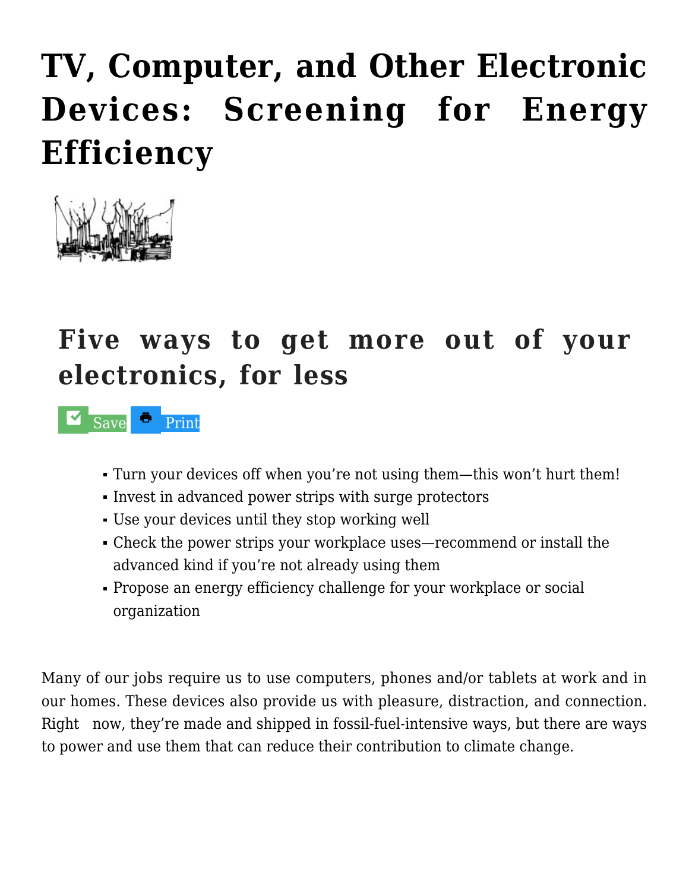# TV, Computer, and Other Electronic Devices: Screening for Energy Efficiency

## Five ways to get more out of your electronics, for less

Save Print

- Turn your devices off when you're not using them—this won't hurt them!
- Invest in advanced power strips with surge protectors
- Use your devices until they stop working well
- Check the power strips your workplace uses—recommend or install the advanced kind if you're not already using them
- Propose an energy efficiency challenge for your workplace or social organization

Many of our jobs require us to use computers, phones and/or tablets at work and in our homes. These devices also provide us with pleasure, distraction, and connection. Right now, they're made and shipped in fossil-fuel-intensive ways, but there are ways to power and use them that can reduce their contribution to climate change.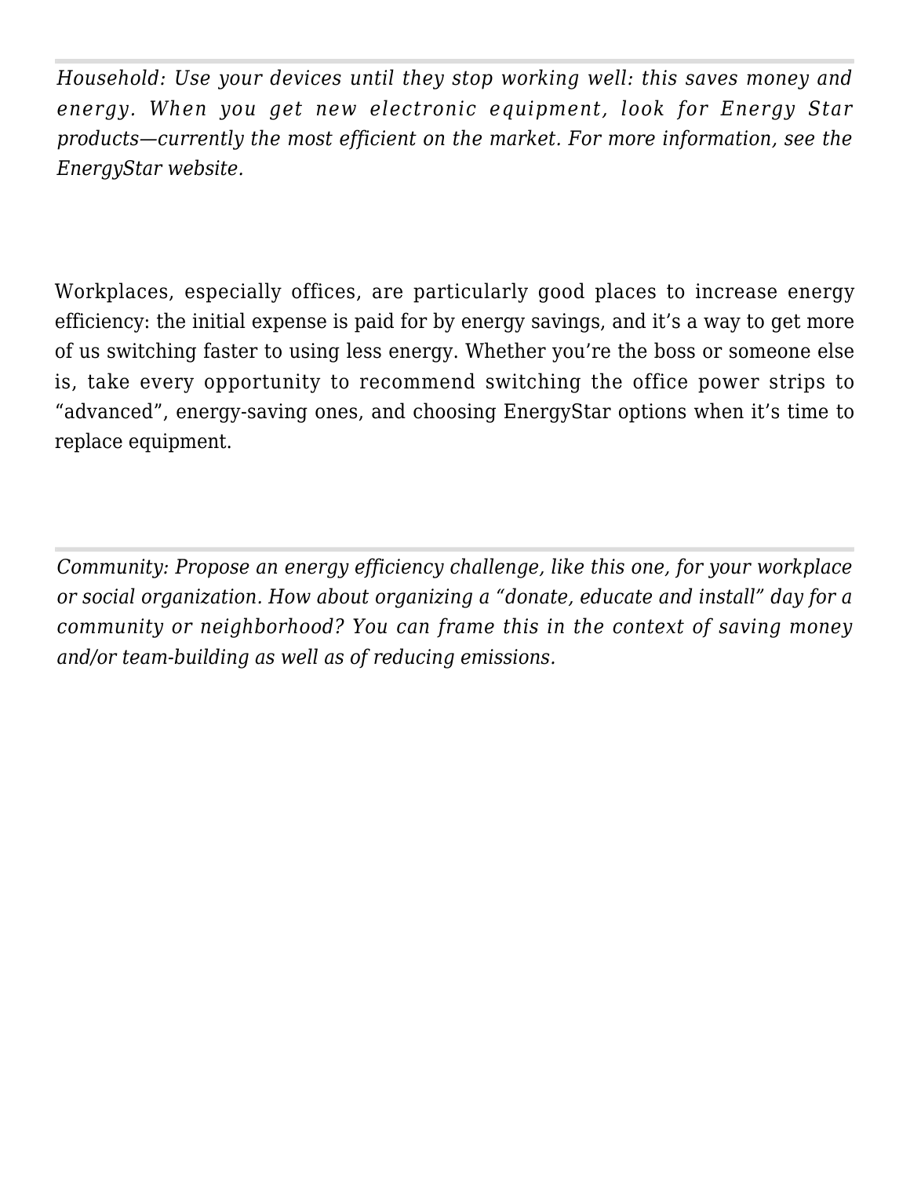---

*Household: Use your devices until they stop working well: this saves money and energy. When you get new electronic equipment, look for Energy Star products—currently the most efficient on the market. For more information, see the EnergyStar website.*

Workplaces, especially offices, are particularly good places to increase energy efficiency: the initial expense is paid for by energy savings, and it's a way to get more of us switching faster to using less energy. Whether you're the boss or someone else is, take every opportunity to recommend switching the office power strips to "advanced", energy-saving ones, and choosing EnergyStar options when it's time to replace equipment.

---

*Community: Propose an energy efficiency challenge, like this one, for your workplace or social organization. How about organizing a "donate, educate and install" day for a community or neighborhood? You can frame this in the context of saving money and/or team-building as well as of reducing emissions.*